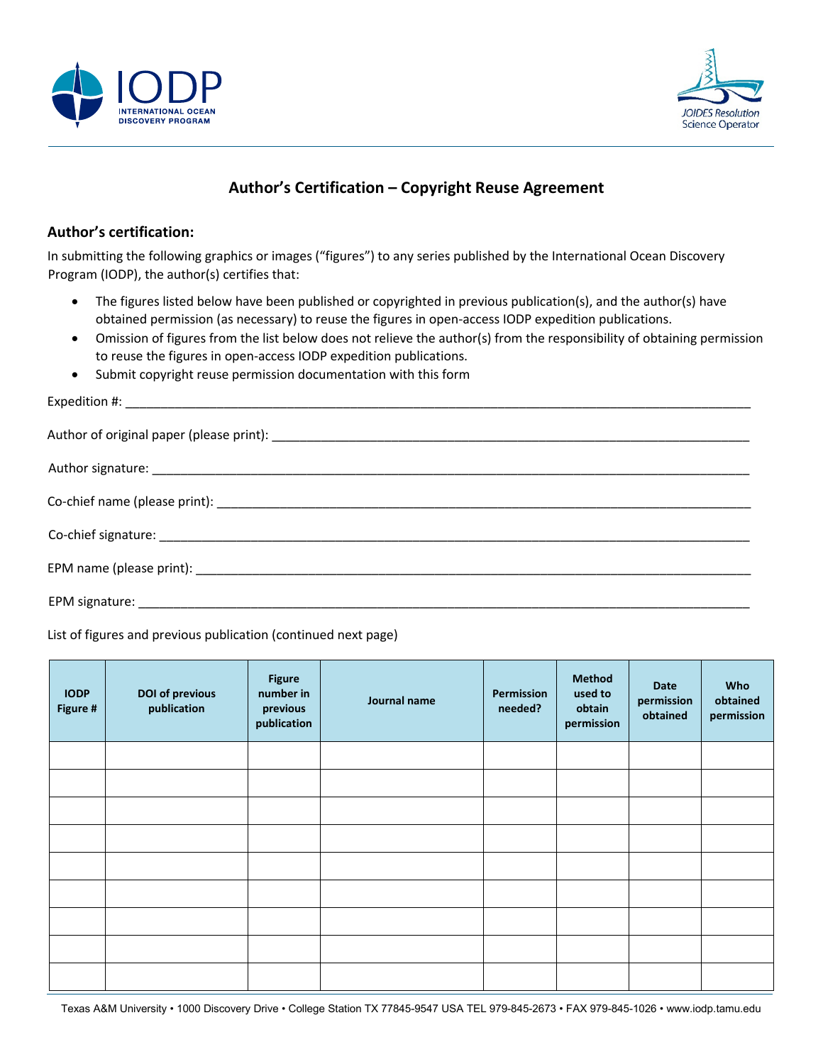# Author's Certification – Copyright Reuse Agreement

## Author's certification:

In submitting the following graphics or images ("figures") to any series published by the International Ocean Discovery Program (IODP), the author(s) certifies that:

- The figures listed below have been published or copyrighted in previous publication(s), and the author(s) have obtained permission (as necessary) to reuse the figures in open-access IODP expedition publications.
- Omission of figures from the list below does not relieve the author(s) from the responsibility of obtaining permission to reuse the figures in open-access IODP expedition publications.
- Submit copyright reuse permission documentation with this form

Expedition #: ______________________________________________

Author of original paper (please print): ______________________________________________

Author signature: ______________________________________________

Co-chief name (please print): ______________________________________________

Co-chief signature: ______________________________________________

EPM name (please print): ______________________________________________

EPM signature: ______________________________________________

List of figures and previous publication (continued next page)

| IODP Figure # | DOI of previous publication | Figure number in previous publication | Journal name | Permission needed? | Method used to obtain permission | Date permission obtained | Who obtained permission |
|---|---|---|---|---|---|---|---|
| | | | | | | | |
| | | | | | | | |
| | | | | | | | |
| | | | | | | | |
| | | | | | | | |
| | | | | | | | |
| | | | | | | | |
| | | | | | | | |
| | | | | | | | |

Texas A&M University • 1000 Discovery Drive • College Station TX 77845-9547 USA TEL 979-845-2673 • FAX 979-845-1026 • www.iodp.tamu.edu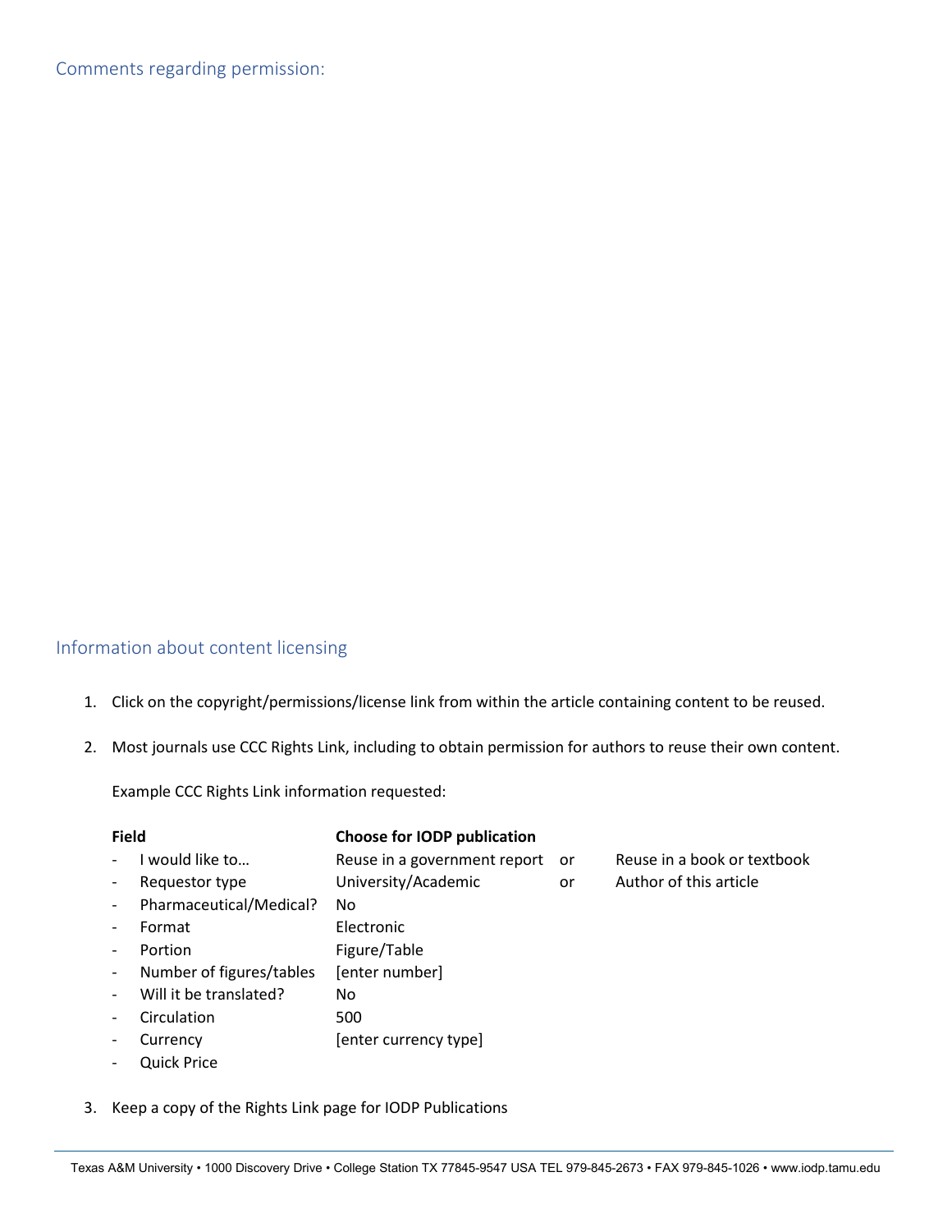## Comments regarding permission:

## Information about content licensing

1. Click on the copyright/permissions/license link from within the article containing content to be reused.

2. Most journals use CCC Rights Link, including to obtain permission for authors to reuse their own content.

   Example CCC Rights Link information requested:

   | Field | Choose for IODP publication | | |
   |---|---|---|---|
   | - I would like to… | Reuse in a government report | or | Reuse in a book or textbook |
   | - Requestor type | University/Academic | or | Author of this article |
   | - Pharmaceutical/Medical? | No | | |
   | - Format | Electronic | | |
   | - Portion | Figure/Table | | |
   | - Number of figures/tables | [enter number] | | |
   | - Will it be translated? | No | | |
   | - Circulation | 500 | | |
   | - Currency | [enter currency type] | | |
   | - Quick Price | | | |

3. Keep a copy of the Rights Link page for IODP Publications

Texas A&M University • 1000 Discovery Drive • College Station TX 77845-9547 USA TEL 979-845-2673 • FAX 979-845-1026 • www.iodp.tamu.edu